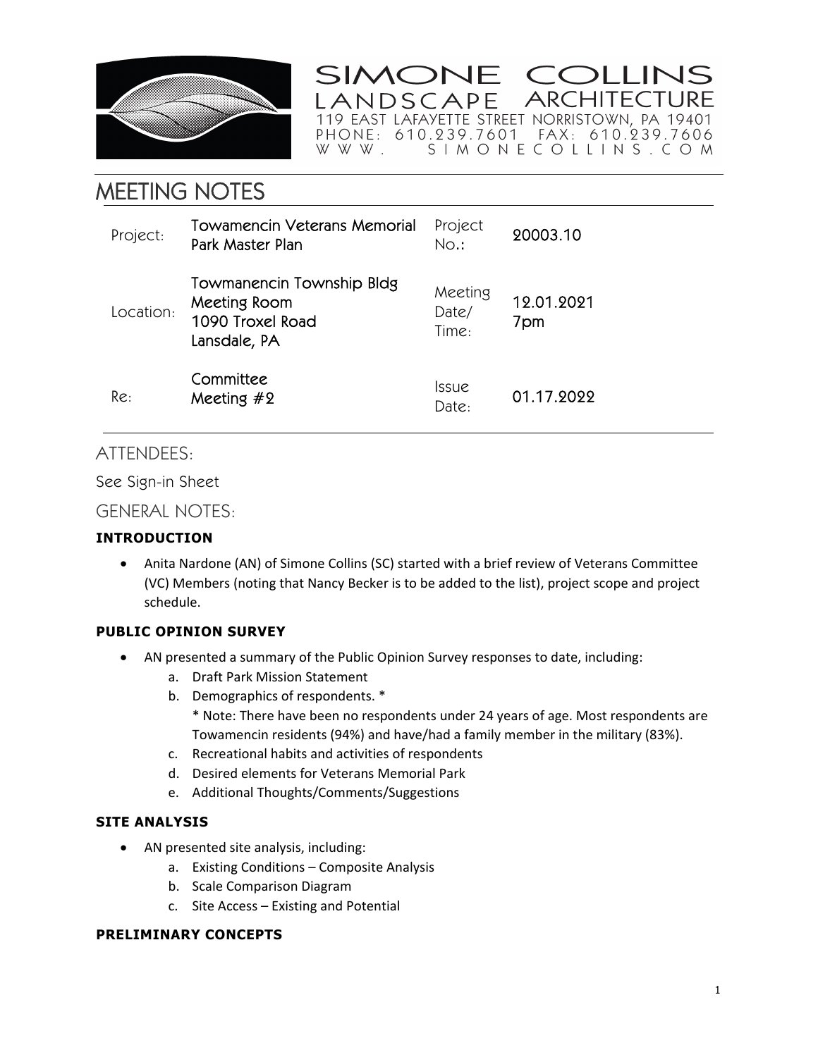SIMONE COLLINS
LANDSCAPE ARCHITECTURE
119 EAST LAFAYETTE STREET NORRISTOWN, PA 19401
PHONE: 610.239.7601 FAX: 610.239.7606
WWW. SIMONECOLLINS.COM

# MEETING NOTES

| | | | |
|---|---|---|---|
| Project: | Towamencin Veterans Memorial Park Master Plan | Project No.: | 20003.10 |
| Location: | Towmanencin Township Bldg Meeting Room 1090 Troxel Road Lansdale, PA | Meeting Date/ Time: | 12.01.2021 7pm |
| Re: | Committee Meeting #2 | Issue Date: | 01.17.2022 |

## ATTENDEES:

See Sign-in Sheet

## GENERAL NOTES:

### INTRODUCTION

- Anita Nardone (AN) of Simone Collins (SC) started with a brief review of Veterans Committee (VC) Members (noting that Nancy Becker is to be added to the list), project scope and project schedule.

### PUBLIC OPINION SURVEY

- AN presented a summary of the Public Opinion Survey responses to date, including:
  a. Draft Park Mission Statement
  b. Demographics of respondents. *
     * Note: There have been no respondents under 24 years of age. Most respondents are Towamencin residents (94%) and have/had a family member in the military (83%).
  c. Recreational habits and activities of respondents
  d. Desired elements for Veterans Memorial Park
  e. Additional Thoughts/Comments/Suggestions

### SITE ANALYSIS

- AN presented site analysis, including:
  a. Existing Conditions – Composite Analysis
  b. Scale Comparison Diagram
  c. Site Access – Existing and Potential

### PRELIMINARY CONCEPTS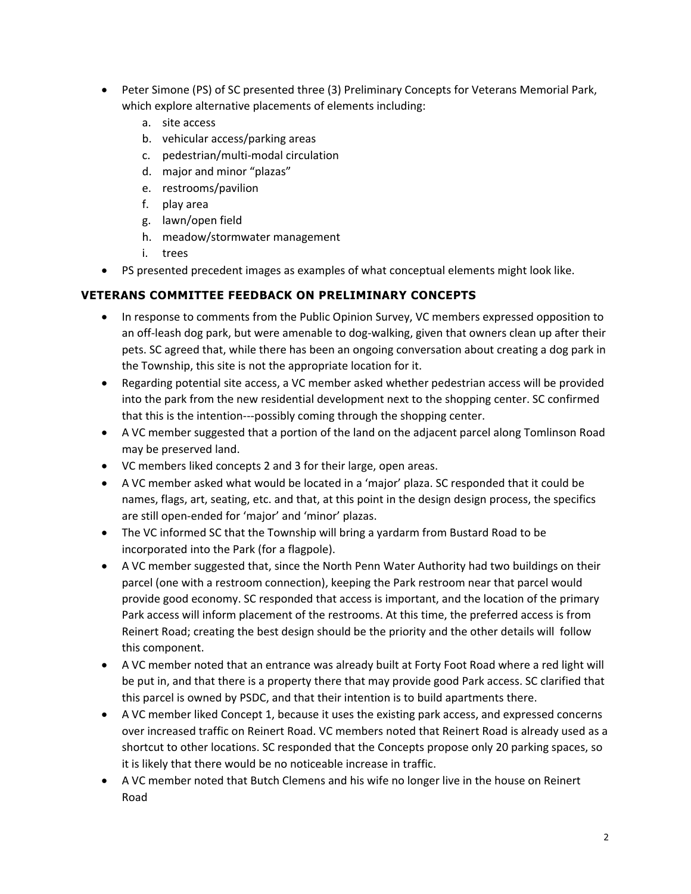- Peter Simone (PS) of SC presented three (3) Preliminary Concepts for Veterans Memorial Park, which explore alternative placements of elements including:
    a. site access
    b. vehicular access/parking areas
    c. pedestrian/multi-modal circulation
    d. major and minor "plazas"
    e. restrooms/pavilion
    f. play area
    g. lawn/open field
    h. meadow/stormwater management
    i. trees
- PS presented precedent images as examples of what conceptual elements might look like.

## VETERANS COMMITTEE FEEDBACK ON PRELIMINARY CONCEPTS

- In response to comments from the Public Opinion Survey, VC members expressed opposition to an off-leash dog park, but were amenable to dog-walking, given that owners clean up after their pets. SC agreed that, while there has been an ongoing conversation about creating a dog park in the Township, this site is not the appropriate location for it.
- Regarding potential site access, a VC member asked whether pedestrian access will be provided into the park from the new residential development next to the shopping center. SC confirmed that this is the intention---possibly coming through the shopping center.
- A VC member suggested that a portion of the land on the adjacent parcel along Tomlinson Road may be preserved land.
- VC members liked concepts 2 and 3 for their large, open areas.
- A VC member asked what would be located in a 'major' plaza. SC responded that it could be names, flags, art, seating, etc. and that, at this point in the design design process, the specifics are still open-ended for 'major' and 'minor' plazas.
- The VC informed SC that the Township will bring a yardarm from Bustard Road to be incorporated into the Park (for a flagpole).
- A VC member suggested that, since the North Penn Water Authority had two buildings on their parcel (one with a restroom connection), keeping the Park restroom near that parcel would provide good economy. SC responded that access is important, and the location of the primary Park access will inform placement of the restrooms. At this time, the preferred access is from Reinert Road; creating the best design should be the priority and the other details will follow this component.
- A VC member noted that an entrance was already built at Forty Foot Road where a red light will be put in, and that there is a property there that may provide good Park access. SC clarified that this parcel is owned by PSDC, and that their intention is to build apartments there.
- A VC member liked Concept 1, because it uses the existing park access, and expressed concerns over increased traffic on Reinert Road. VC members noted that Reinert Road is already used as a shortcut to other locations. SC responded that the Concepts propose only 20 parking spaces, so it is likely that there would be no noticeable increase in traffic.
- A VC member noted that Butch Clemens and his wife no longer live in the house on Reinert Road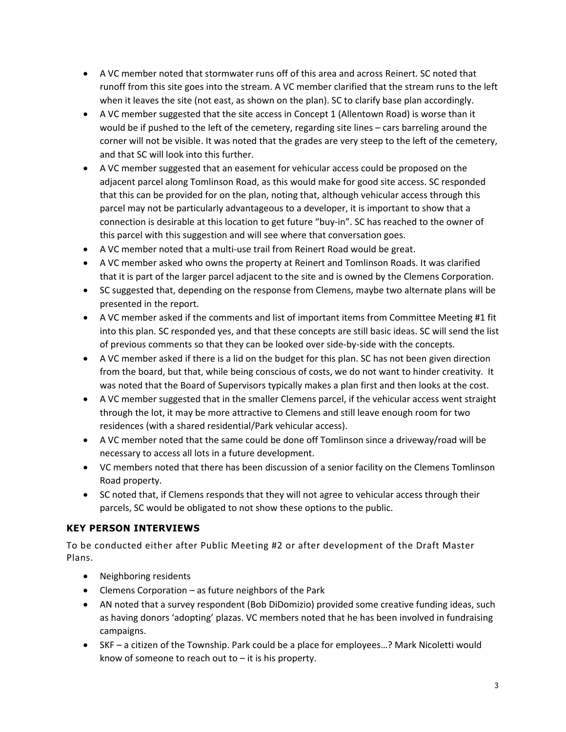- A VC member noted that stormwater runs off of this area and across Reinert. SC noted that runoff from this site goes into the stream. A VC member clarified that the stream runs to the left when it leaves the site (not east, as shown on the plan). SC to clarify base plan accordingly.
- A VC member suggested that the site access in Concept 1 (Allentown Road) is worse than it would be if pushed to the left of the cemetery, regarding site lines – cars barreling around the corner will not be visible. It was noted that the grades are very steep to the left of the cemetery, and that SC will look into this further.
- A VC member suggested that an easement for vehicular access could be proposed on the adjacent parcel along Tomlinson Road, as this would make for good site access. SC responded that this can be provided for on the plan, noting that, although vehicular access through this parcel may not be particularly advantageous to a developer, it is important to show that a connection is desirable at this location to get future "buy-in". SC has reached to the owner of this parcel with this suggestion and will see where that conversation goes.
- A VC member noted that a multi-use trail from Reinert Road would be great.
- A VC member asked who owns the property at Reinert and Tomlinson Roads. It was clarified that it is part of the larger parcel adjacent to the site and is owned by the Clemens Corporation.
- SC suggested that, depending on the response from Clemens, maybe two alternate plans will be presented in the report.
- A VC member asked if the comments and list of important items from Committee Meeting #1 fit into this plan. SC responded yes, and that these concepts are still basic ideas. SC will send the list of previous comments so that they can be looked over side-by-side with the concepts.
- A VC member asked if there is a lid on the budget for this plan. SC has not been given direction from the board, but that, while being conscious of costs, we do not want to hinder creativity. It was noted that the Board of Supervisors typically makes a plan first and then looks at the cost.
- A VC member suggested that in the smaller Clemens parcel, if the vehicular access went straight through the lot, it may be more attractive to Clemens and still leave enough room for two residences (with a shared residential/Park vehicular access).
- A VC member noted that the same could be done off Tomlinson since a driveway/road will be necessary to access all lots in a future development.
- VC members noted that there has been discussion of a senior facility on the Clemens Tomlinson Road property.
- SC noted that, if Clemens responds that they will not agree to vehicular access through their parcels, SC would be obligated to not show these options to the public.

### KEY PERSON INTERVIEWS

To be conducted either after Public Meeting #2 or after development of the Draft Master Plans.

- Neighboring residents
- Clemens Corporation – as future neighbors of the Park
- AN noted that a survey respondent (Bob DiDomizio) provided some creative funding ideas, such as having donors 'adopting' plazas. VC members noted that he has been involved in fundraising campaigns.
- SKF – a citizen of the Township. Park could be a place for employees…? Mark Nicoletti would know of someone to reach out to – it is his property.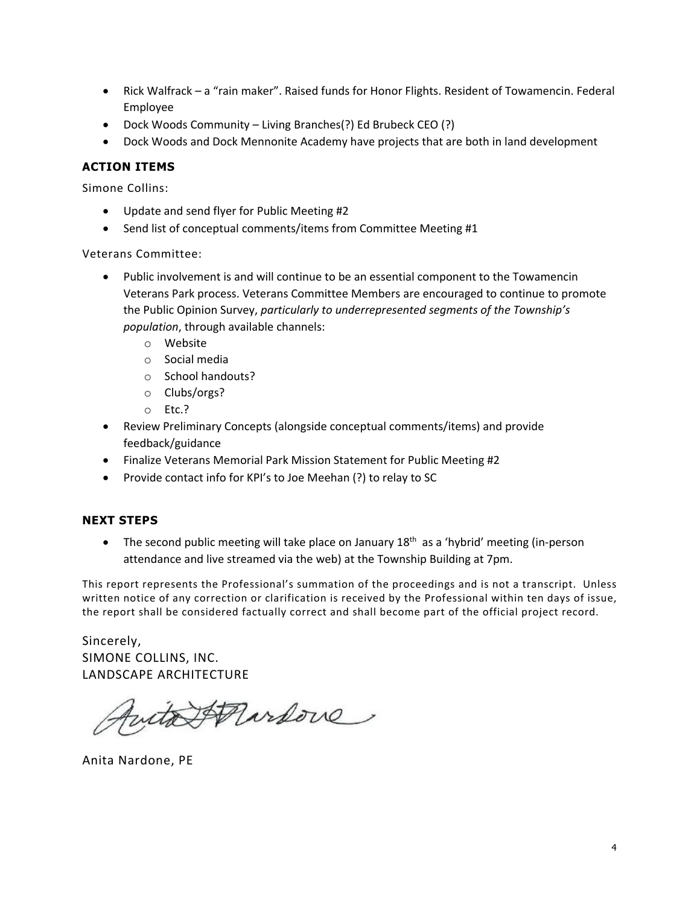- Rick Walfrack – a "rain maker". Raised funds for Honor Flights. Resident of Towamencin. Federal Employee
- Dock Woods Community – Living Branches(?) Ed Brubeck CEO (?)
- Dock Woods and Dock Mennonite Academy have projects that are both in land development

### ACTION ITEMS

Simone Collins:

- Update and send flyer for Public Meeting #2
- Send list of conceptual comments/items from Committee Meeting #1

Veterans Committee:

- Public involvement is and will continue to be an essential component to the Towamencin Veterans Park process. Veterans Committee Members are encouraged to continue to promote the Public Opinion Survey, *particularly to underrepresented segments of the Township's population*, through available channels:
  - Website
  - Social media
  - School handouts?
  - Clubs/orgs?
  - Etc.?
- Review Preliminary Concepts (alongside conceptual comments/items) and provide feedback/guidance
- Finalize Veterans Memorial Park Mission Statement for Public Meeting #2
- Provide contact info for KPI's to Joe Meehan (?) to relay to SC

### NEXT STEPS

- The second public meeting will take place on January 18th as a 'hybrid' meeting (in-person attendance and live streamed via the web) at the Township Building at 7pm.

This report represents the Professional's summation of the proceedings and is not a transcript. Unless written notice of any correction or clarification is received by the Professional within ten days of issue, the report shall be considered factually correct and shall become part of the official project record.

Sincerely,
SIMONE COLLINS, INC.
LANDSCAPE ARCHITECTURE

Anita Nardone, PE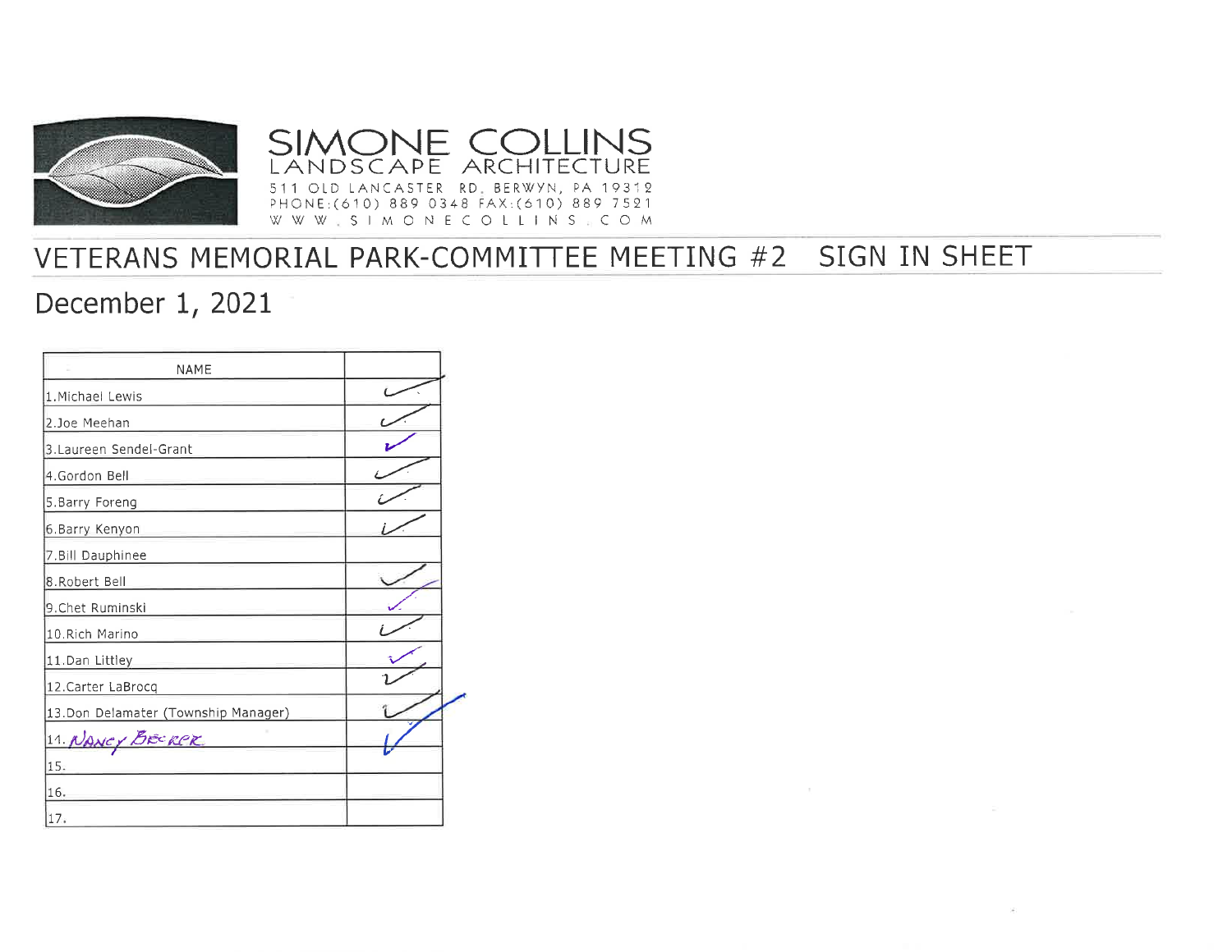SIMONE COLLINS
LANDSCAPE ARCHITECTURE
511 OLD LANCASTER RD. BERWYN, PA 19312
PHONE:(610) 889 0348 FAX:(610) 889 7521
WWW.SIMONECOLLINS.COM

# VETERANS MEMORIAL PARK-COMMITTEE MEETING #2 SIGN IN SHEET

## December 1, 2021

| NAME | |
|---|---|
| 1.Michael Lewis | ✓ |
| 2.Joe Meehan | ✓ |
| 3.Laureen Sendel-Grant | ✓ |
| 4.Gordon Bell | ✓ |
| 5.Barry Foreng | ✓ |
| 6.Barry Kenyon | ✓ |
| 7.Bill Dauphinee | |
| 8.Robert Bell | ✓ |
| 9.Chet Ruminski | ✓ |
| 10.Rich Marino | ✓ |
| 11.Dan Littley | ✓ |
| 12.Carter LaBrocq | ✓ |
| 13.Don Delamater (Township Manager) | ✓ |
| 14. NANCY BECKER | ✓ |
| 15. | |
| 16. | |
| 17. | |